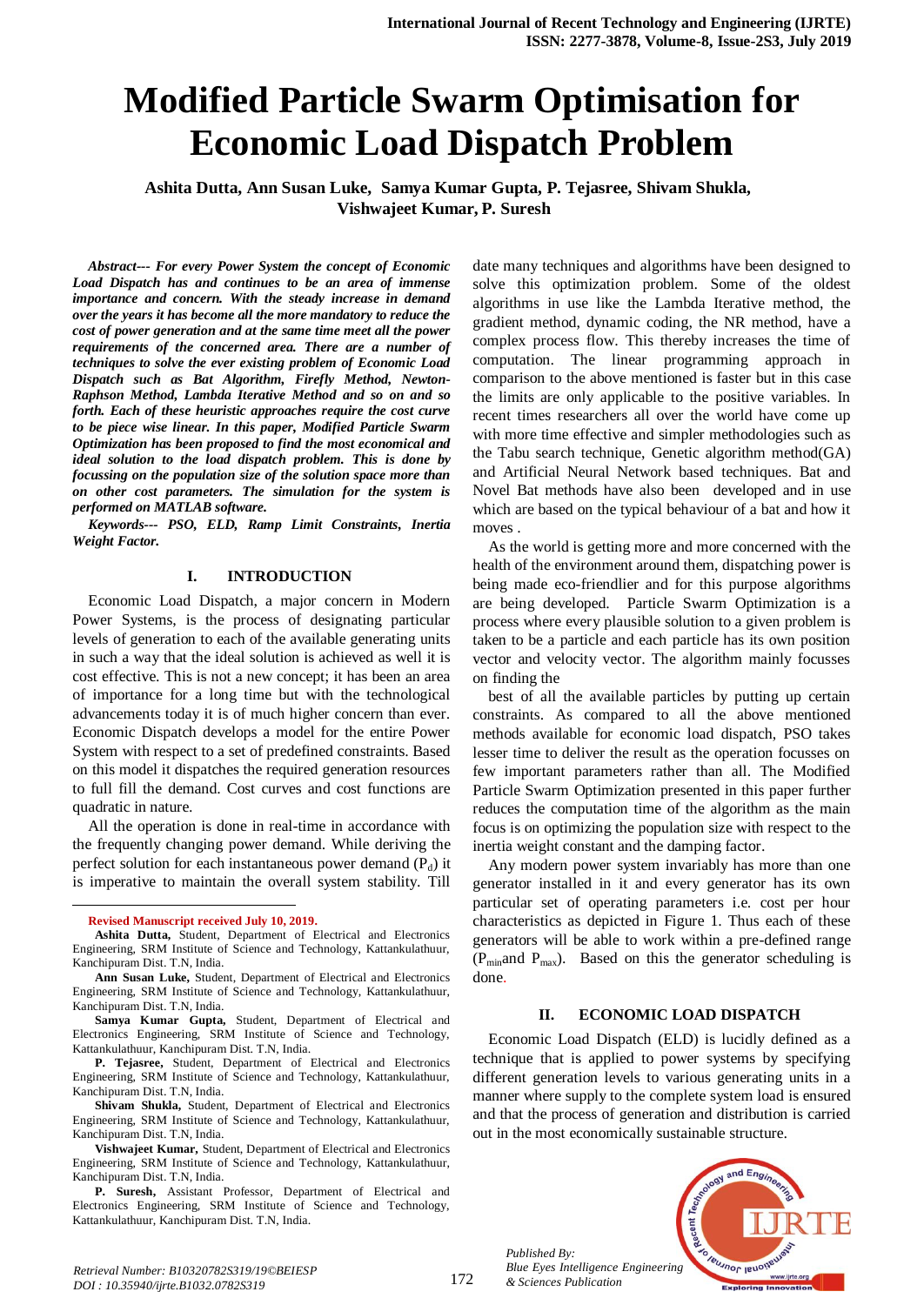# Modified Particle Swarm Optimisation for Economic Load Dispatch Problem

**Ashita Dutta, Ann Susan Luke, Samya Kumar Gupta, P. Tejasree, Shivam Shukla, Vishwajeet Kumar, P. Suresh**

***Abstract--- For every Power System the concept of Economic Load Dispatch has and continues to be an area of immense importance and concern. With the steady increase in demand over the years it has become all the more mandatory to reduce the cost of power generation and at the same time meet all the power requirements of the concerned area. There are a number of techniques to solve the ever existing problem of Economic Load Dispatch such as Bat Algorithm, Firefly Method, Newton-Raphson Method, Lambda Iterative Method and so on and so forth. Each of these heuristic approaches require the cost curve to be piece wise linear. In this paper, Modified Particle Swarm Optimization has been proposed to find the most economical and ideal solution to the load dispatch problem. This is done by focussing on the population size of the solution space more than on other cost parameters. The simulation for the system is performed on MATLAB software.***

***Keywords--- PSO, ELD, Ramp Limit Constraints, Inertia Weight Factor.***

## I. INTRODUCTION

Economic Load Dispatch, a major concern in Modern Power Systems, is the process of designating particular levels of generation to each of the available generating units in such a way that the ideal solution is achieved as well it is cost effective. This is not a new concept; it has been an area of importance for a long time but with the technological advancements today it is of much higher concern than ever. Economic Dispatch develops a model for the entire Power System with respect to a set of predefined constraints. Based on this model it dispatches the required generation resources to full fill the demand. Cost curves and cost functions are quadratic in nature.

All the operation is done in real-time in accordance with the frequently changing power demand. While deriving the perfect solution for each instantaneous power demand ($P_d$) it is imperative to maintain the overall system stability. Till date many techniques and algorithms have been designed to solve this optimization problem. Some of the oldest algorithms in use like the Lambda Iterative method, the gradient method, dynamic coding, the NR method, have a complex process flow. This thereby increases the time of computation. The linear programming approach in comparison to the above mentioned is faster but in this case the limits are only applicable to the positive variables. In recent times researchers all over the world have come up with more time effective and simpler methodologies such as the Tabu search technique, Genetic algorithm method(GA) and Artificial Neural Network based techniques. Bat and Novel Bat methods have also been developed and in use which are based on the typical behaviour of a bat and how it moves .

As the world is getting more and more concerned with the health of the environment around them, dispatching power is being made eco-friendlier and for this purpose algorithms are being developed. Particle Swarm Optimization is a process where every plausible solution to a given problem is taken to be a particle and each particle has its own position vector and velocity vector. The algorithm mainly focusses on finding the best of all the available particles by putting up certain constraints. As compared to all the above mentioned methods available for economic load dispatch, PSO takes lesser time to deliver the result as the operation focusses on few important parameters rather than all. The Modified Particle Swarm Optimization presented in this paper further reduces the computation time of the algorithm as the main focus is on optimizing the population size with respect to the inertia weight constant and the damping factor.

Any modern power system invariably has more than one generator installed in it and every generator has its own particular set of operating parameters i.e. cost per hour characteristics as depicted in Figure 1. Thus each of these generators will be able to work within a pre-defined range ($P_{min}$and $P_{max}$). Based on this the generator scheduling is done.

## II. ECONOMIC LOAD DISPATCH

Economic Load Dispatch (ELD) is lucidly defined as a technique that is applied to power systems by specifying different generation levels to various generating units in a manner where supply to the complete system load is ensured and that the process of generation and distribution is carried out in the most economically sustainable structure.

---

**Revised Manuscript received July 10, 2019.**

**Ashita Dutta,** Student, Department of Electrical and Electronics Engineering, SRM Institute of Science and Technology, Kattankulathuur, Kanchipuram Dist. T.N, India.

**Ann Susan Luke,** Student, Department of Electrical and Electronics Engineering, SRM Institute of Science and Technology, Kattankulathuur, Kanchipuram Dist. T.N, India.

**Samya Kumar Gupta,** Student, Department of Electrical and Electronics Engineering, SRM Institute of Science and Technology, Kattankulathuur, Kanchipuram Dist. T.N, India.

**P. Tejasree,** Student, Department of Electrical and Electronics Engineering, SRM Institute of Science and Technology, Kattankulathuur, Kanchipuram Dist. T.N, India.

**Shivam Shukla,** Student, Department of Electrical and Electronics Engineering, SRM Institute of Science and Technology, Kattankulathuur, Kanchipuram Dist. T.N, India.

**Vishwajeet Kumar,** Student, Department of Electrical and Electronics Engineering, SRM Institute of Science and Technology, Kattankulathuur, Kanchipuram Dist. T.N, India.

**P. Suresh,** Assistant Professor, Department of Electrical and Electronics Engineering, SRM Institute of Science and Technology, Kattankulathuur, Kanchipuram Dist. T.N, India.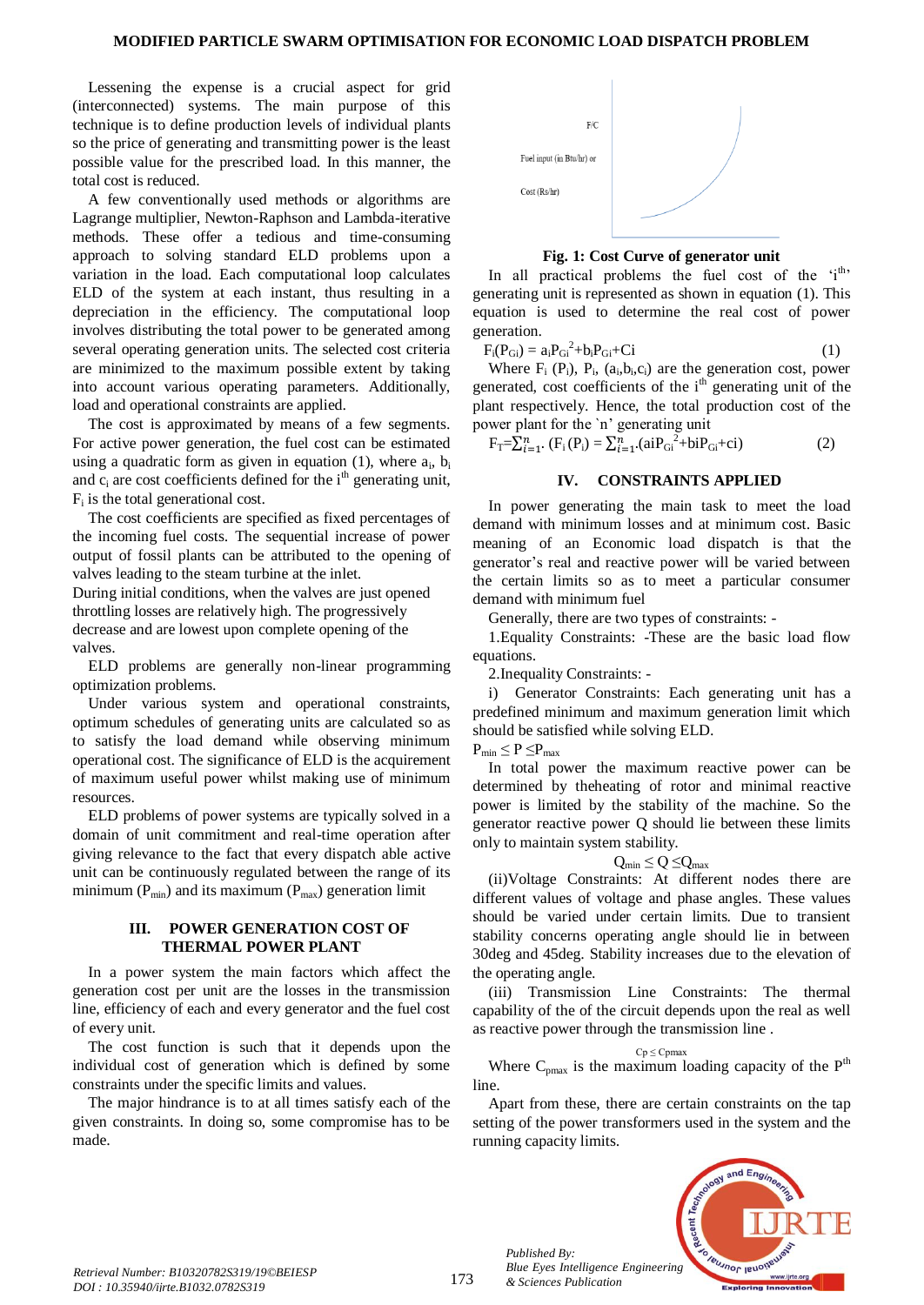Lessening the expense is a crucial aspect for grid (interconnected) systems. The main purpose of this technique is to define production levels of individual plants so the price of generating and transmitting power is the least possible value for the prescribed load. In this manner, the total cost is reduced.

A few conventionally used methods or algorithms are Lagrange multiplier, Newton-Raphson and Lambda-iterative methods. These offer a tedious and time-consuming approach to solving standard ELD problems upon a variation in the load. Each computational loop calculates ELD of the system at each instant, thus resulting in a depreciation in the efficiency. The computational loop involves distributing the total power to be generated among several operating generation units. The selected cost criteria are minimized to the maximum possible extent by taking into account various operating parameters. Additionally, load and operational constraints are applied.

The cost is approximated by means of a few segments. For active power generation, the fuel cost can be estimated using a quadratic form as given in equation (1), where $a_i$, $b_i$ and $c_i$ are cost coefficients defined for the $i^{th}$ generating unit, $F_i$ is the total generational cost.

The cost coefficients are specified as fixed percentages of the incoming fuel costs. The sequential increase of power output of fossil plants can be attributed to the opening of valves leading to the steam turbine at the inlet.

During initial conditions, when the valves are just opened throttling losses are relatively high. The progressively decrease and are lowest upon complete opening of the valves.

ELD problems are generally non-linear programming optimization problems.

Under various system and operational constraints, optimum schedules of generating units are calculated so as to satisfy the load demand while observing minimum operational cost. The significance of ELD is the acquirement of maximum useful power whilst making use of minimum resources.

ELD problems of power systems are typically solved in a domain of unit commitment and real-time operation after giving relevance to the fact that every dispatch able active unit can be continuously regulated between the range of its minimum ($P_{min}$) and its maximum ($P_{max}$) generation limit

## III. POWER GENERATION COST OF THERMAL POWER PLANT

In a power system the main factors which affect the generation cost per unit are the losses in the transmission line, efficiency of each and every generator and the fuel cost of every unit.

The cost function is such that it depends upon the individual cost of generation which is defined by some constraints under the specific limits and values.

The major hindrance is to at all times satisfy each of the given constraints. In doing so, some compromise has to be made.

**Fig. 1: Cost Curve of generator unit**

In all practical problems the fuel cost of the '$i^{th}$' generating unit is represented as shown in equation (1). This equation is used to determine the real cost of power generation.

$$F_i(P_{Gi}) = a_iP_{Gi}^2+b_iP_{Gi}+C_i \tag{1}$$

Where $F_i$ ($P_i$), $P_i$, ($a_i$,$b_i$,$c_i$) are the generation cost, power generated, cost coefficients of the $i^{th}$ generating unit of the plant respectively. Hence, the total production cost of the power plant for the `n' generating unit

$$F_T=\sum_{i=1}^{n}.(F_i(P_i)=\sum_{i=1}^{n}.(a_iP_{Gi}^2+b_iP_{Gi}+c_i) \tag{2}$$

## IV. CONSTRAINTS APPLIED

In power generating the main task to meet the load demand with minimum losses and at minimum cost. Basic meaning of an Economic load dispatch is that the generator's real and reactive power will be varied between the certain limits so as to meet a particular consumer demand with minimum fuel

Generally, there are two types of constraints: -

1.Equality Constraints: -These are the basic load flow equations.

2.Inequality Constraints: -

i) Generator Constraints: Each generating unit has a predefined minimum and maximum generation limit which should be satisfied while solving ELD.

$$P_{min} \leq P \leq P_{max}$$

In total power the maximum reactive power can be determined by theheating of rotor and minimal reactive power is limited by the stability of the machine. So the generator reactive power Q should lie between these limits only to maintain system stability.

$$Q_{min} \leq Q \leq Q_{max}$$

(ii)Voltage Constraints: At different nodes there are different values of voltage and phase angles. These values should be varied under certain limits. Due to transient stability concerns operating angle should lie in between 30deg and 45deg. Stability increases due to the elevation of the operating angle.

(iii) Transmission Line Constraints: The thermal capability of the of the circuit depends upon the real as well as reactive power through the transmission line .

$$C_p \leq C_{pmax}$$

Where $C_{pmax}$ is the maximum loading capacity of the $P^{th}$ line.

Apart from these, there are certain constraints on the tap setting of the power transformers used in the system and the running capacity limits.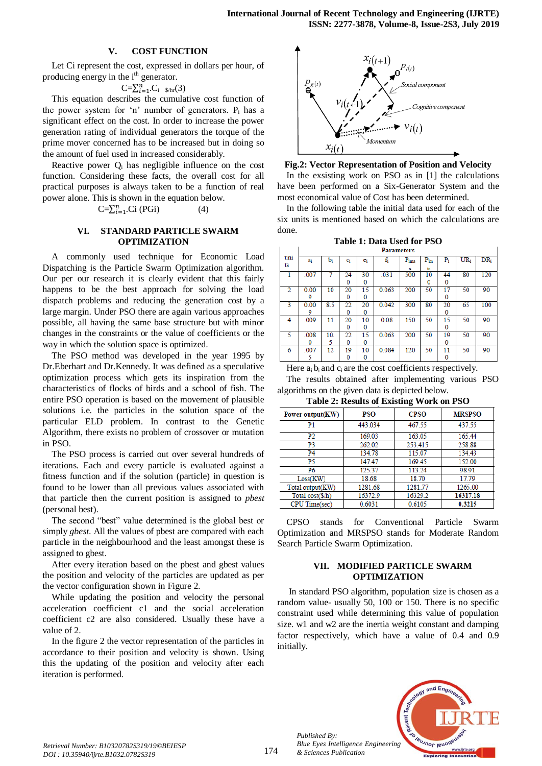## V. COST FUNCTION

Let Ci represent the cost, expressed in dollars per hour, of producing energy in the $i^{th}$ generator.

$$C=\sum_{i=1}^{n} C_i \quad \text{\$/hr} \qquad (3)$$

This equation describes the cumulative cost function of the power system for 'n' number of generators. $P_i$ has a significant effect on the cost. In order to increase the power generation rating of individual generators the torque of the prime mover concerned has to be increased but in doing so the amount of fuel used in increased considerably.

Reactive power $Q_i$ has negligible influence on the cost function. Considering these facts, the overall cost for all practical purposes is always taken to be a function of real power alone. This is shown in the equation below.

$$C=\sum_{i=1}^{n} C_i\,(P_{Gi}) \qquad (4)$$

## VI. STANDARD PARTICLE SWARM OPTIMIZATION

A commonly used technique for Economic Load Dispatching is the Particle Swarm Optimization algorithm. Our per our research it is clearly evident that this fairly happens to be the best approach for solving the load dispatch problems and reducing the generation cost by a large margin. Under PSO there are again various approaches possible, all having the same base structure but with minor changes in the constraints or the value of coefficients or the way in which the solution space is optimized.

The PSO method was developed in the year 1995 by Dr.Eberhart and Dr.Kennedy. It was defined as a speculative optimization process which gets its inspiration from the characteristics of flocks of birds and a school of fish. The entire PSO operation is based on the movement of plausible solutions i.e. the particles in the solution space of the particular ELD problem. In contrast to the Genetic Algorithm, there exists no problem of crossover or mutation in PSO.

The PSO process is carried out over several hundreds of iterations. Each and every particle is evaluated against a fitness function and if the solution (particle) in question is found to be lower than all previous values associated with that particle then the current position is assigned to *pbest* (personal best).

The second "best" value determined is the global best or simply *gbest*. All the values of pbest are compared with each particle in the neighbourhood and the least amongst these is assigned to gbest.

After every iteration based on the pbest and gbest values the position and velocity of the particles are updated as per the vector configuration shown in Figure 2.

While updating the position and velocity the personal acceleration coefficient c1 and the social acceleration coefficient c2 are also considered. Usually these have a value of 2.

In the figure 2 the vector representation of the particles in accordance to their position and velocity is shown. Using this the updating of the position and velocity after each iteration is performed.

**Fig.2: Vector Representation of Position and Velocity**

In the exsisting work on PSO as in [1] the calculations have been performed on a Six-Generator System and the most economical value of Cost has been determined.

In the following table the initial data used for each of the six units is mentioned based on which the calculations are done.

**Table 1: Data Used for PSO**

| units | $a_i$ | $b_i$ | $c_i$ | $e_i$ | $f_i$ | $P_{imax}$ | $P_{imin}$ | $P_i$ | $UR_i$ | $DR_i$ |
|---|---|---|---|---|---|---|---|---|---|---|
| 1 | .007 | 7 | 240 | 300 | .031 | 500 | 100 | 440 | 80 | 120 |
| 2 | 0.009 | 10 | 200 | 150 | 0.063 | 200 | 50 | 170 | 50 | 90 |
| 3 | 0.009 | 8.5 | 220 | 200 | 0.042 | 300 | 80 | 200 | 65 | 100 |
| 4 | .009 | 11 | 200 | 100 | 0.08 | 150 | 50 | 150 | 50 | 90 |
| 5 | .0080 | 105 | 220 | 150 | 0.063 | 200 | 50 | 190 | 50 | 90 |
| 6 | .0075 | 12 | 190 | 100 | 0.084 | 120 | 50 | 110 | 50 | 90 |

Here $a_i$ $b_i$ and $c_i$ are the cost coefficients respectively.

The results obtained after implementing various PSO algorithms on the given data is depicted below.

**Table 2: Results of Existing Work on PSO**

| Power output(KW) | PSO | CPSO | MRSPSO |
|---|---|---|---|
| P1 | 443.034 | 467.55 | 437.55 |
| P2 | 169.03 | 163.05 | 165.44 |
| P3 | 262.02 | 253.415 | 258.88 |
| P4 | 134.78 | 115.07 | 134.43 |
| P5 | 147.47 | 169.45 | 152.00 |
| P6 | 125.37 | 113.24 | 98.91 |
| Loss(KW) | 18.68 | 18.70 | 17.79 |
| Total output(KW) | 1281.68 | 1281.77 | 1265.00 |
| Total cost($/h) | 16372.9 | 16329.2 | **16317.18** |
| CPU Time(sec) | 0.6031 | 0.6105 | **0.3215** |

CPSO stands for Conventional Particle Swarm Optimization and MRSPSO stands for Moderate Random Search Particle Swarm Optimization.

## VII. MODIFIED PARTICLE SWARM OPTIMIZATION

In standard PSO algorithm, population size is chosen as a random value- usually 50, 100 or 150. There is no specific constraint used while determining this value of population size. w1 and w2 are the inertia weight constant and damping factor respectively, which have a value of 0.4 and 0.9 initially.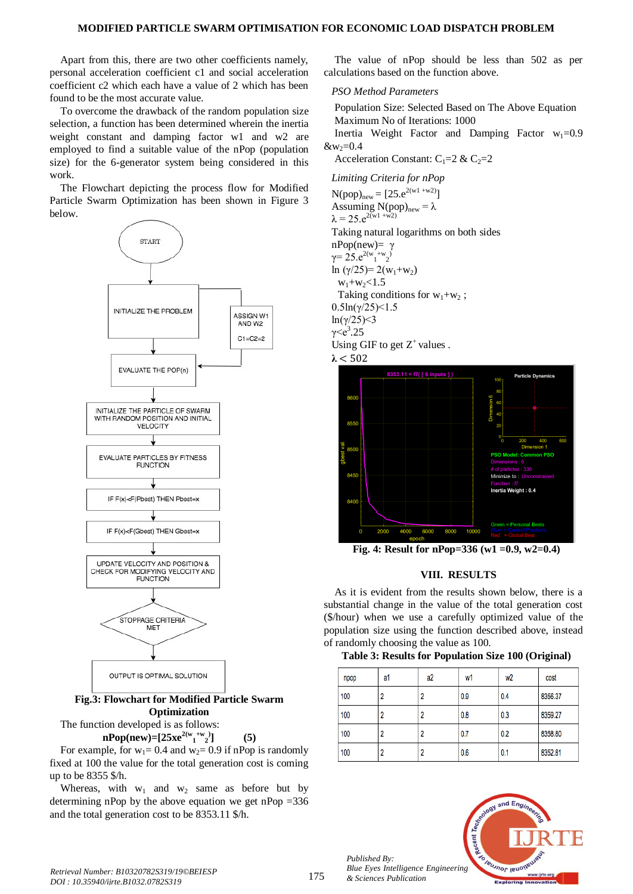Apart from this, there are two other coefficients namely, personal acceleration coefficient c1 and social acceleration coefficient c2 which each have a value of 2 which has been found to be the most accurate value.

To overcome the drawback of the random population size selection, a function has been determined wherein the inertia weight constant and damping factor w1 and w2 are employed to find a suitable value of the nPop (population size) for the 6-generator system being considered in this work.

The Flowchart depicting the process flow for Modified Particle Swarm Optimization has been shown in Figure 3 below.

START → INITIALIZE THE PROBLEM (ASSIGN W1 AND W2, C1=C2=2) → EVALUATE THE POP(n) → INITIALIZE THE PARTICLE OF SWARM WITH RANDOM POSITION AND INITIAL VELOCITY → EVALUATE PARTICLES BY FITNESS FUNCTION → IF F(x)<F(Pbest) THEN Pbest=x → IF F(x)<F(Gbest) THEN Gbest=x → UPDATE VELOCITY AND POSITION & CHECK FOR MODIFYING VELOCITY AND FUNCTION → STOPPAGE CRITERIA MET → OUTPUT IS OPTIMAL SOLUTION

**Fig.3: Flowchart for Modified Particle Swarm Optimization**

The function developed is as follows:

$$\textbf{nPop(new)}=[25xe^{2(w_1+w_2)}] \qquad (5)$$

For example, for $w_1$= 0.4 and $w_2$= 0.9 if nPop is randomly fixed at 100 the value for the total generation cost is coming up to be 8355 \$/h.

Whereas, with $w_1$ and $w_2$ same as before but by determining nPop by the above equation we get nPop =336 and the total generation cost to be 8353.11 \$/h.

The value of nPop should be less than 502 as per calculations based on the function above.

*PSO Method Parameters*

Population Size: Selected Based on The Above Equation
Maximum No of Iterations: 1000
Inertia Weight Factor and Damping Factor $w_1$=0.9 &$w_2$=0.4
Acceleration Constant: $C_1$=2 & $C_2$=2

*Limiting Criteria for nPop*

$N(pop)_{new} = [25.e^{2(w1+w2)}]$
Assuming $N(pop)_{new} = \lambda$
$\lambda = 25.e^{2(w1+w2)}$
Taking natural logarithms on both sides
nPop(new)= $\gamma$
$\gamma= 25.e^{2(w_1+w_2)}$
$\ln(\gamma/25)= 2(w_1+w_2)$
$w_1+w_2<1.5$
Taking conditions for $w_1+w_2$ ;
$0.5\ln(\gamma/25)<1.5$
$\ln(\gamma/25)<3$
$\gamma<e^3.25$
Using GIF to get $Z^+$ values .
$\boldsymbol{\lambda < 502}$

**Fig. 4: Result for nPop=336 (w1 =0.9, w2=0.4)**

## VIII. RESULTS

As it is evident from the results shown below, there is a substantial change in the value of the total generation cost (\$/hour) when we use a carefully optimized value of the population size using the function described above, instead of randomly choosing the value as 100.

**Table 3: Results for Population Size 100 (Original)**

| npop | a1 | a2 | w1 | w2 | cost |
|---|---|---|---|---|---|
| 100 | 2 | 2 | 0.9 | 0.4 | 8356.37 |
| 100 | 2 | 2 | 0.8 | 0.3 | 8359.27 |
| 100 | 2 | 2 | 0.7 | 0.2 | 8358.80 |
| 100 | 2 | 2 | 0.6 | 0.1 | 8352.81 |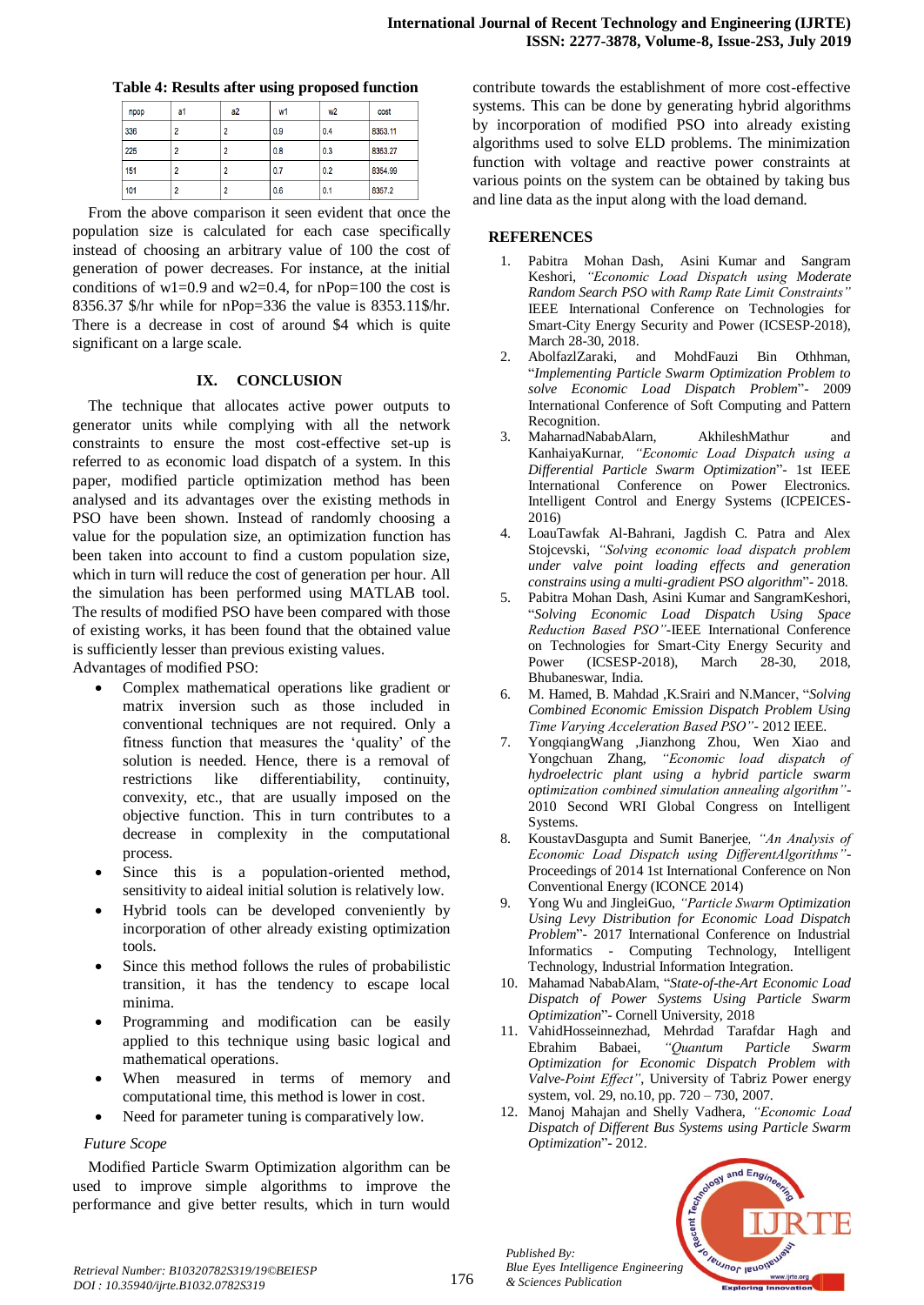**Table 4: Results after using proposed function**

| npop | a1 | a2 | w1 | w2 | cost |
|---|---|---|---|---|---|
| 336 | 2 | 2 | 0.9 | 0.4 | 8353.11 |
| 225 | 2 | 2 | 0.8 | 0.3 | 8353.27 |
| 151 | 2 | 2 | 0.7 | 0.2 | 8354.99 |
| 101 | 2 | 2 | 0.6 | 0.1 | 8357.2 |

From the above comparison it seen evident that once the population size is calculated for each case specifically instead of choosing an arbitrary value of 100 the cost of generation of power decreases. For instance, at the initial conditions of w1=0.9 and w2=0.4, for nPop=100 the cost is 8356.37 $/hr while for nPop=336 the value is 8353.11$/hr. There is a decrease in cost of around $4 which is quite significant on a large scale.

## IX. CONCLUSION

The technique that allocates active power outputs to generator units while complying with all the network constraints to ensure the most cost-effective set-up is referred to as economic load dispatch of a system. In this paper, modified particle optimization method has been analysed and its advantages over the existing methods in PSO have been shown. Instead of randomly choosing a value for the population size, an optimization function has been taken into account to find a custom population size, which in turn will reduce the cost of generation per hour. All the simulation has been performed using MATLAB tool. The results of modified PSO have been compared with those of existing works, it has been found that the obtained value is sufficiently lesser than previous existing values.

Advantages of modified PSO:

- Complex mathematical operations like gradient or matrix inversion such as those included in conventional techniques are not required. Only a fitness function that measures the 'quality' of the solution is needed. Hence, there is a removal of restrictions like differentiability, continuity, convexity, etc., that are usually imposed on the objective function. This in turn contributes to a decrease in complexity in the computational process.
- Since this is a population-oriented method, sensitivity to aideal initial solution is relatively low.
- Hybrid tools can be developed conveniently by incorporation of other already existing optimization tools.
- Since this method follows the rules of probabilistic transition, it has the tendency to escape local minima.
- Programming and modification can be easily applied to this technique using basic logical and mathematical operations.
- When measured in terms of memory and computational time, this method is lower in cost.
- Need for parameter tuning is comparatively low.

*Future Scope*

Modified Particle Swarm Optimization algorithm can be used to improve simple algorithms to improve the performance and give better results, which in turn would contribute towards the establishment of more cost-effective systems. This can be done by generating hybrid algorithms by incorporation of modified PSO into already existing algorithms used to solve ELD problems. The minimization function with voltage and reactive power constraints at various points on the system can be obtained by taking bus and line data as the input along with the load demand.

## REFERENCES

1. Pabitra Mohan Dash, Asini Kumar and Sangram Keshori, *"Economic Load Dispatch using Moderate Random Search PSO with Ramp Rate Limit Constraints"* IEEE International Conference on Technologies for Smart-City Energy Security and Power (ICSESP-2018), March 28-30, 2018.
2. AbolfazlZaraki, and MohdFauzi Bin Othhman, "*Implementing Particle Swarm Optimization Problem to solve Economic Load Dispatch Problem*"- 2009 International Conference of Soft Computing and Pattern Recognition.
3. MaharnadNababAlarn, AkhileshMathur and KanhaiyaKurnar, *"Economic Load Dispatch using a Differential Particle Swarm Optimization*"- 1st IEEE International Conference on Power Electronics. Intelligent Control and Energy Systems (ICPEICES-2016)
4. LoauTawfak Al-Bahrani, Jagdish C. Patra and Alex Stojcevski, *"Solving economic load dispatch problem under valve point loading effects and generation constrains using a multi-gradient PSO algorithm*"- 2018.
5. Pabitra Mohan Dash, Asini Kumar and SangramKeshori, "*Solving Economic Load Dispatch Using Space Reduction Based PSO"*-IEEE International Conference on Technologies for Smart-City Energy Security and Power (ICSESP-2018), March 28-30, 2018, Bhubaneswar, India.
6. M. Hamed, B. Mahdad ,K.Srairi and N.Mancer, "*Solving Combined Economic Emission Dispatch Problem Using Time Varying Acceleration Based PSO"*- 2012 IEEE.
7. YongqiangWang ,Jianzhong Zhou, Wen Xiao and Yongchuan Zhang, *"Economic load dispatch of hydroelectric plant using a hybrid particle swarm optimization combined simulation annealing algorithm"*- 2010 Second WRI Global Congress on Intelligent Systems.
8. KoustavDasgupta and Sumit Banerjee, *"An Analysis of Economic Load Dispatch using DifferentAlgorithms"*- Proceedings of 2014 1st International Conference on Non Conventional Energy (ICONCE 2014)
9. Yong Wu and JingleiGuo, *"Particle Swarm Optimization Using Levy Distribution for Economic Load Dispatch Problem*"- 2017 International Conference on Industrial Informatics - Computing Technology, Intelligent Technology, Industrial Information Integration.
10. Mahamad NababAlam, "*State-of-the-Art Economic Load Dispatch of Power Systems Using Particle Swarm Optimization*"- Cornell University, 2018
11. VahidHosseinnezhad, Mehrdad Tarafdar Hagh and Ebrahim Babaei, *"Quantum Particle Swarm Optimization for Economic Dispatch Problem with Valve-Point Effect"*, University of Tabriz Power energy system, vol. 29, no.10, pp. 720 – 730, 2007.
12. Manoj Mahajan and Shelly Vadhera, *"Economic Load Dispatch of Different Bus Systems using Particle Swarm Optimization*"- 2012.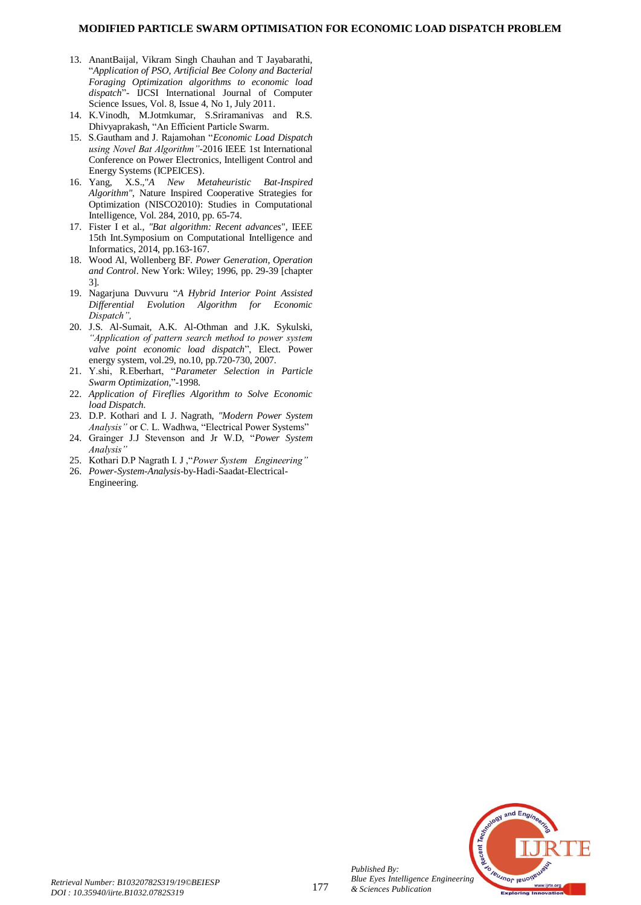13. AnantBaijal, Vikram Singh Chauhan and T Jayabarathi, "*Application of PSO, Artificial Bee Colony and Bacterial Foraging Optimization algorithms to economic load dispatch*"- IJCSI International Journal of Computer Science Issues, Vol. 8, Issue 4, No 1, July 2011.
14. K.Vinodh, M.Jotmkumar, S.Sriramanivas and R.S. Dhivyaprakash, "An Efficient Particle Swarm.
15. S.Gautham and J. Rajamohan "*Economic Load Dispatch using Novel Bat Algorithm"*-2016 IEEE 1st International Conference on Power Electronics, Intelligent Control and Energy Systems (ICPEICES).
16. Yang, X.S.,"*A New Metaheuristic Bat-Inspired Algorithm"*, Nature Inspired Cooperative Strategies for Optimization (NISCO2010): Studies in Computational Intelligence, Vol. 284, 2010, pp. 65-74.
17. Fister I et al., *"Bat algorithm: Recent advances*", IEEE 15th Int.Symposium on Computational Intelligence and Informatics, 2014, pp.163-167.
18. Wood Al, Wollenberg BF. *Power Generation, Operation and Control*. New York: Wiley; 1996, pp. 29-39 [chapter 3].
19. Nagarjuna Duvvuru "*A Hybrid Interior Point Assisted Differential Evolution Algorithm for Economic Dispatch",*
20. J.S. Al-Sumait, A.K. Al-Othman and J.K. Sykulski, *"Application of pattern search method to power system valve point economic load dispatch*", Elect. Power energy system, vol.29, no.10, pp.720-730, 2007.
21. Y.shi, R.Eberhart, "*Parameter Selection in Particle Swarm Optimization,*"-1998.
22. *Application of Fireflies Algorithm to Solve Economic load Dispatch.*
23. D.P. Kothari and I. J. Nagrath, *"Modern Power System Analysis"* or C. L. Wadhwa, "Electrical Power Systems"
24. Grainger J.J Stevenson and Jr W.D, "*Power System Analysis"*
25. Kothari D.P Nagrath I. J ,"*Power System Engineering"*
26. *Power-System-Analysis*-by-Hadi-Saadat-Electrical-Engineering.